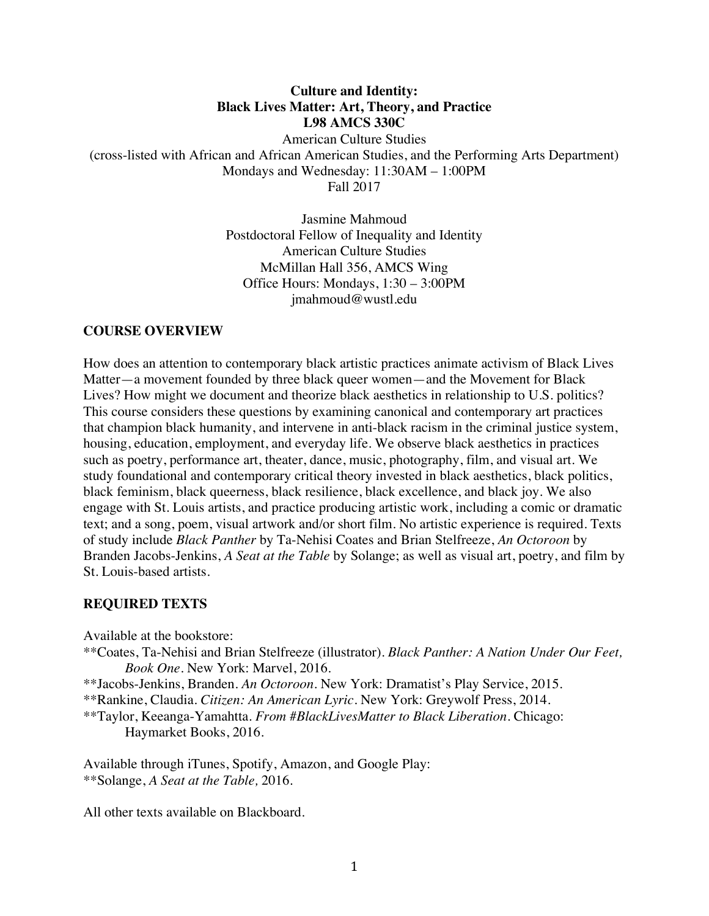**Culture and Identity:**
**Black Lives Matter: Art, Theory, and Practice**
**L98 AMCS 330C**

American Culture Studies
(cross-listed with African and African American Studies, and the Performing Arts Department)
Mondays and Wednesday: 11:30AM – 1:00PM
Fall 2017

Jasmine Mahmoud
Postdoctoral Fellow of Inequality and Identity
American Culture Studies
McMillan Hall 356, AMCS Wing
Office Hours: Mondays, 1:30 – 3:00PM
jmahmoud@wustl.edu

## COURSE OVERVIEW

How does an attention to contemporary black artistic practices animate activism of Black Lives Matter—a movement founded by three black queer women—and the Movement for Black Lives? How might we document and theorize black aesthetics in relationship to U.S. politics? This course considers these questions by examining canonical and contemporary art practices that champion black humanity, and intervene in anti-black racism in the criminal justice system, housing, education, employment, and everyday life. We observe black aesthetics in practices such as poetry, performance art, theater, dance, music, photography, film, and visual art. We study foundational and contemporary critical theory invested in black aesthetics, black politics, black feminism, black queerness, black resilience, black excellence, and black joy. We also engage with St. Louis artists, and practice producing artistic work, including a comic or dramatic text; and a song, poem, visual artwork and/or short film. No artistic experience is required. Texts of study include *Black Panther* by Ta-Nehisi Coates and Brian Stelfreeze, *An Octoroon* by Branden Jacobs-Jenkins, *A Seat at the Table* by Solange; as well as visual art, poetry, and film by St. Louis-based artists.

## REQUIRED TEXTS

Available at the bookstore:

**Coates, Ta-Nehisi and Brian Stelfreeze (illustrator). *Black Panther: A Nation Under Our Feet, Book One*. New York: Marvel, 2016.

**Jacobs-Jenkins, Branden. *An Octoroon*. New York: Dramatist's Play Service, 2015.

**Rankine, Claudia. *Citizen: An American Lyric*. New York: Greywolf Press, 2014.

**Taylor, Keeanga-Yamahtta. *From #BlackLivesMatter to Black Liberation*. Chicago: Haymarket Books, 2016.

Available through iTunes, Spotify, Amazon, and Google Play:

**Solange, *A Seat at the Table,* 2016.

All other texts available on Blackboard.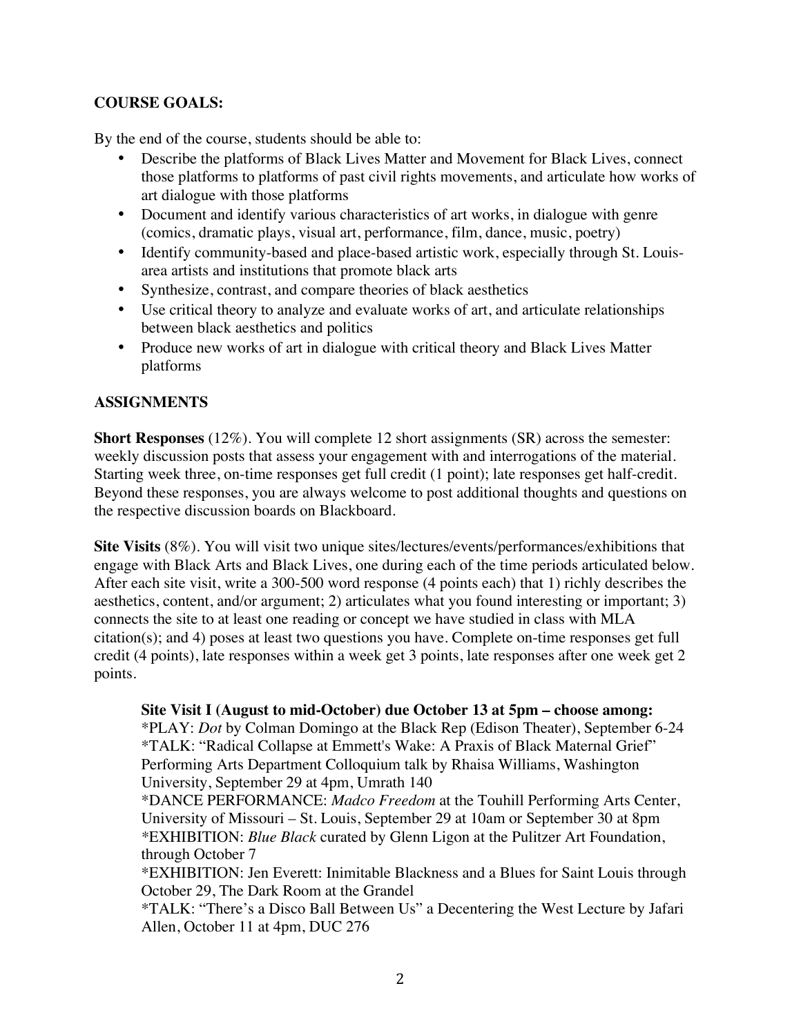**COURSE GOALS:**

By the end of the course, students should be able to:

- Describe the platforms of Black Lives Matter and Movement for Black Lives, connect those platforms to platforms of past civil rights movements, and articulate how works of art dialogue with those platforms
- Document and identify various characteristics of art works, in dialogue with genre (comics, dramatic plays, visual art, performance, film, dance, music, poetry)
- Identify community-based and place-based artistic work, especially through St. Louis-area artists and institutions that promote black arts
- Synthesize, contrast, and compare theories of black aesthetics
- Use critical theory to analyze and evaluate works of art, and articulate relationships between black aesthetics and politics
- Produce new works of art in dialogue with critical theory and Black Lives Matter platforms

**ASSIGNMENTS**

**Short Responses** (12%). You will complete 12 short assignments (SR) across the semester: weekly discussion posts that assess your engagement with and interrogations of the material. Starting week three, on-time responses get full credit (1 point); late responses get half-credit. Beyond these responses, you are always welcome to post additional thoughts and questions on the respective discussion boards on Blackboard.

**Site Visits** (8%). You will visit two unique sites/lectures/events/performances/exhibitions that engage with Black Arts and Black Lives, one during each of the time periods articulated below. After each site visit, write a 300-500 word response (4 points each) that 1) richly describes the aesthetics, content, and/or argument; 2) articulates what you found interesting or important; 3) connects the site to at least one reading or concept we have studied in class with MLA citation(s); and 4) poses at least two questions you have. Complete on-time responses get full credit (4 points), late responses within a week get 3 points, late responses after one week get 2 points.

> **Site Visit I (August to mid-October) due October 13 at 5pm – choose among:**
> *PLAY: *Dot* by Colman Domingo at the Black Rep (Edison Theater), September 6-24
> *TALK: "Radical Collapse at Emmett's Wake: A Praxis of Black Maternal Grief" Performing Arts Department Colloquium talk by Rhaisa Williams, Washington University, September 29 at 4pm, Umrath 140
> *DANCE PERFORMANCE: *Madco Freedom* at the Touhill Performing Arts Center, University of Missouri – St. Louis, September 29 at 10am or September 30 at 8pm
> *EXHIBITION: *Blue Black* curated by Glenn Ligon at the Pulitzer Art Foundation, through October 7
> *EXHIBITION: Jen Everett: Inimitable Blackness and a Blues for Saint Louis through October 29, The Dark Room at the Grandel
> *TALK: "There's a Disco Ball Between Us" a Decentering the West Lecture by Jafari Allen, October 11 at 4pm, DUC 276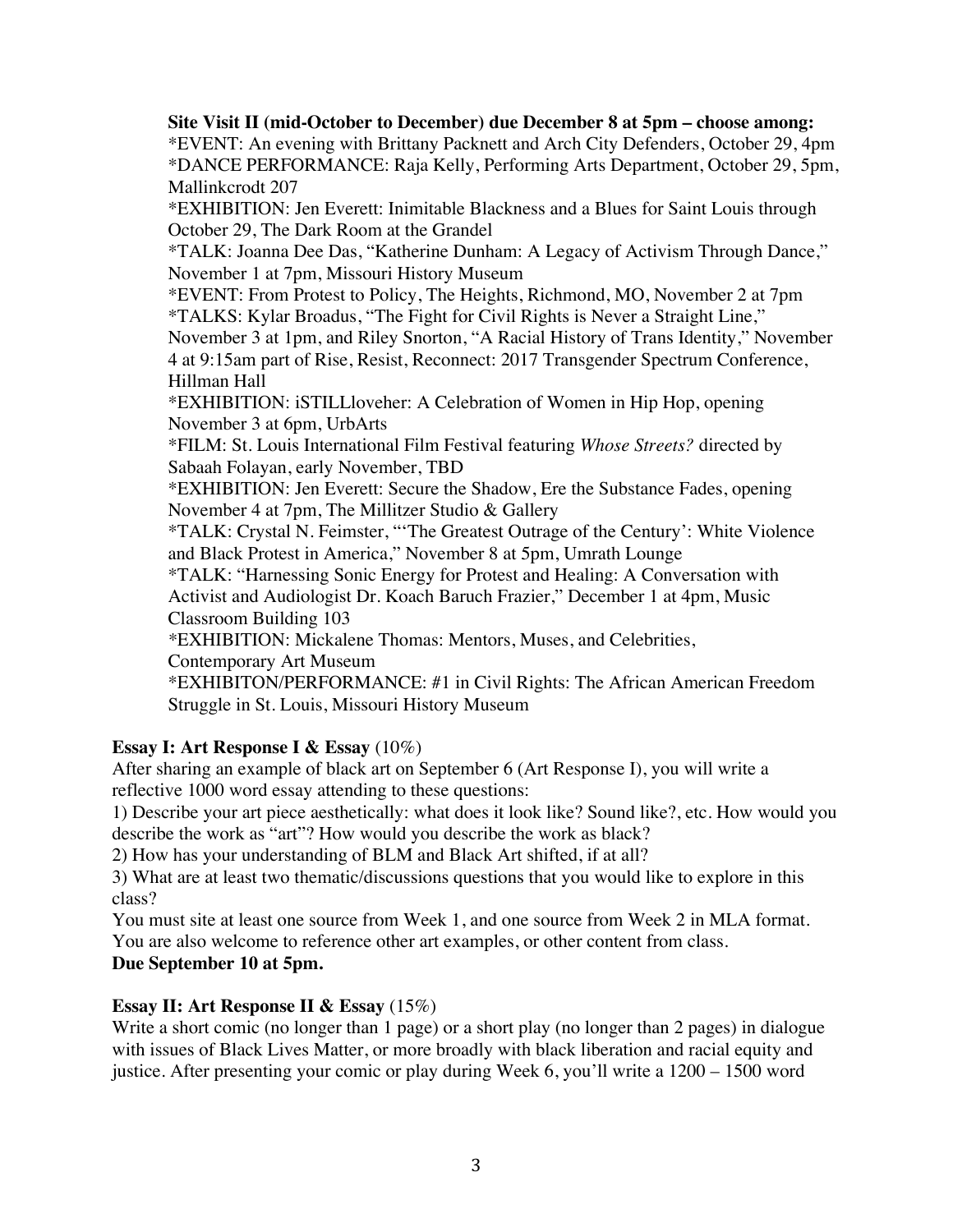**Site Visit II (mid-October to December) due December 8 at 5pm – choose among:**

*EVENT: An evening with Brittany Packnett and Arch City Defenders, October 29, 4pm
*DANCE PERFORMANCE: Raja Kelly, Performing Arts Department, October 29, 5pm, Mallinkcrodt 207
*EXHIBITION: Jen Everett: Inimitable Blackness and a Blues for Saint Louis through October 29, The Dark Room at the Grandel
*TALK: Joanna Dee Das, "Katherine Dunham: A Legacy of Activism Through Dance," November 1 at 7pm, Missouri History Museum
*EVENT: From Protest to Policy, The Heights, Richmond, MO, November 2 at 7pm
*TALKS: Kylar Broadus, "The Fight for Civil Rights is Never a Straight Line," November 3 at 1pm, and Riley Snorton, "A Racial History of Trans Identity," November 4 at 9:15am part of Rise, Resist, Reconnect: 2017 Transgender Spectrum Conference, Hillman Hall
*EXHIBITION: iSTILLloveher: A Celebration of Women in Hip Hop, opening November 3 at 6pm, UrbArts
*FILM: St. Louis International Film Festival featuring *Whose Streets?* directed by Sabaah Folayan, early November, TBD
*EXHIBITION: Jen Everett: Secure the Shadow, Ere the Substance Fades, opening November 4 at 7pm, The Millitzer Studio & Gallery
*TALK: Crystal N. Feimster, "'The Greatest Outrage of the Century': White Violence and Black Protest in America," November 8 at 5pm, Umrath Lounge
*TALK: "Harnessing Sonic Energy for Protest and Healing: A Conversation with Activist and Audiologist Dr. Koach Baruch Frazier," December 1 at 4pm, Music Classroom Building 103
*EXHIBITION: Mickalene Thomas: Mentors, Muses, and Celebrities, Contemporary Art Museum
*EXHIBITON/PERFORMANCE: #1 in Civil Rights: The African American Freedom Struggle in St. Louis, Missouri History Museum

**Essay I: Art Response I & Essay** (10%)

After sharing an example of black art on September 6 (Art Response I), you will write a reflective 1000 word essay attending to these questions:

1) Describe your art piece aesthetically: what does it look like? Sound like?, etc. How would you describe the work as "art"? How would you describe the work as black?
2) How has your understanding of BLM and Black Art shifted, if at all?
3) What are at least two thematic/discussions questions that you would like to explore in this class?

You must site at least one source from Week 1, and one source from Week 2 in MLA format. You are also welcome to reference other art examples, or other content from class.

**Due September 10 at 5pm.**

**Essay II: Art Response II & Essay** (15%)

Write a short comic (no longer than 1 page) or a short play (no longer than 2 pages) in dialogue with issues of Black Lives Matter, or more broadly with black liberation and racial equity and justice. After presenting your comic or play during Week 6, you'll write a 1200 – 1500 word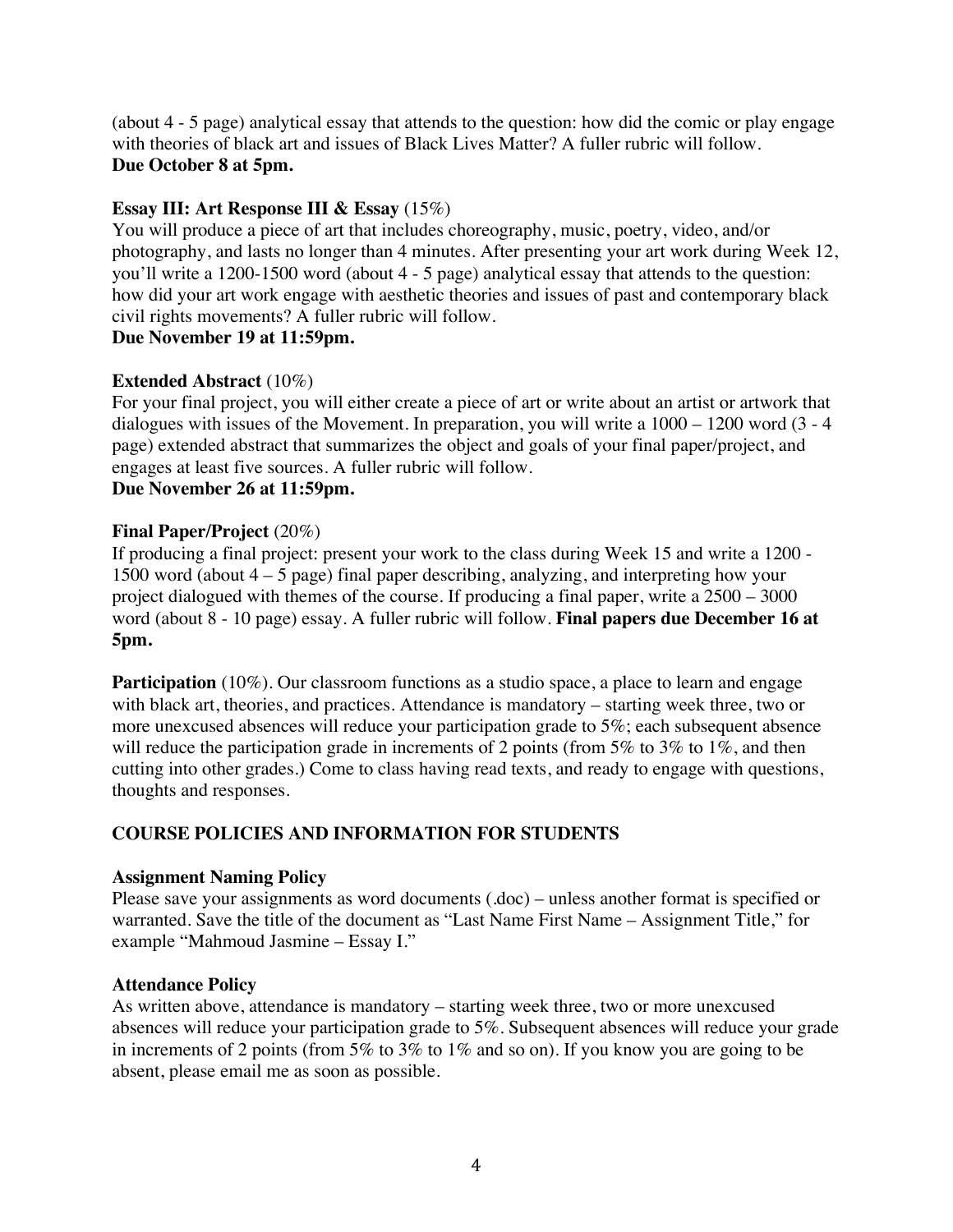(about 4 - 5 page) analytical essay that attends to the question: how did the comic or play engage with theories of black art and issues of Black Lives Matter? A fuller rubric will follow.
**Due October 8 at 5pm.**

**Essay III: Art Response III & Essay** (15%)
You will produce a piece of art that includes choreography, music, poetry, video, and/or photography, and lasts no longer than 4 minutes. After presenting your art work during Week 12, you'll write a 1200-1500 word (about 4 - 5 page) analytical essay that attends to the question: how did your art work engage with aesthetic theories and issues of past and contemporary black civil rights movements? A fuller rubric will follow.
**Due November 19 at 11:59pm.**

**Extended Abstract** (10%)
For your final project, you will either create a piece of art or write about an artist or artwork that dialogues with issues of the Movement. In preparation, you will write a 1000 – 1200 word (3 - 4 page) extended abstract that summarizes the object and goals of your final paper/project, and engages at least five sources. A fuller rubric will follow.
**Due November 26 at 11:59pm.**

**Final Paper/Project** (20%)
If producing a final project: present your work to the class during Week 15 and write a 1200 - 1500 word (about 4 – 5 page) final paper describing, analyzing, and interpreting how your project dialogued with themes of the course. If producing a final paper, write a 2500 – 3000 word (about 8 - 10 page) essay. A fuller rubric will follow. **Final papers due December 16 at 5pm.**

**Participation** (10%). Our classroom functions as a studio space, a place to learn and engage with black art, theories, and practices. Attendance is mandatory – starting week three, two or more unexcused absences will reduce your participation grade to 5%; each subsequent absence will reduce the participation grade in increments of 2 points (from 5% to 3% to 1%, and then cutting into other grades.) Come to class having read texts, and ready to engage with questions, thoughts and responses.

## COURSE POLICIES AND INFORMATION FOR STUDENTS

**Assignment Naming Policy**
Please save your assignments as word documents (.doc) – unless another format is specified or warranted. Save the title of the document as "Last Name First Name – Assignment Title," for example "Mahmoud Jasmine – Essay I."

**Attendance Policy**
As written above, attendance is mandatory – starting week three, two or more unexcused absences will reduce your participation grade to 5%. Subsequent absences will reduce your grade in increments of 2 points (from 5% to 3% to 1% and so on). If you know you are going to be absent, please email me as soon as possible.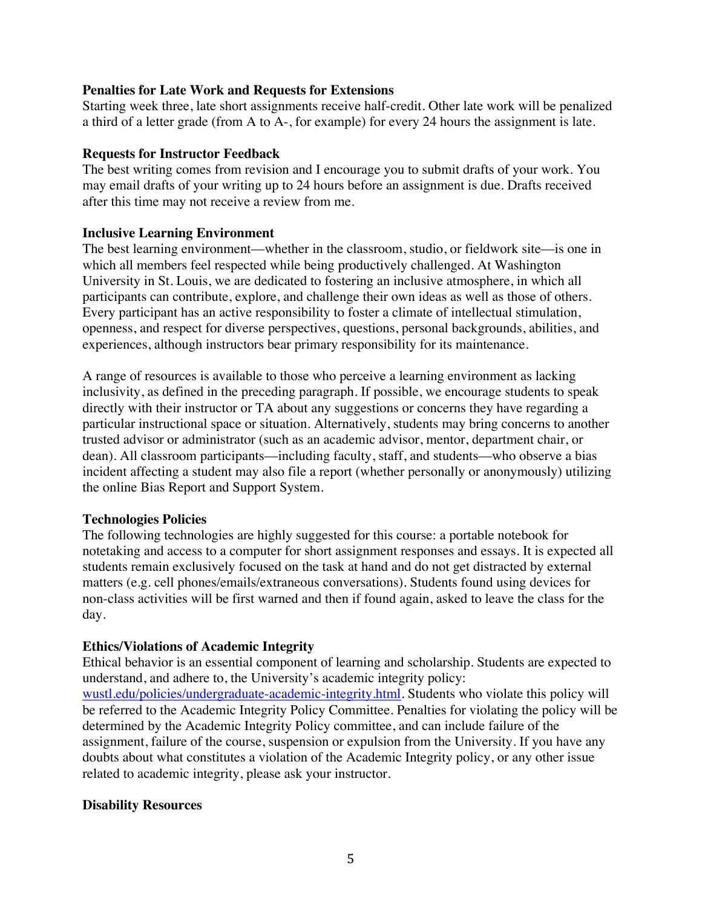**Penalties for Late Work and Requests for Extensions**
Starting week three, late short assignments receive half-credit. Other late work will be penalized a third of a letter grade (from A to A-, for example) for every 24 hours the assignment is late.

**Requests for Instructor Feedback**
The best writing comes from revision and I encourage you to submit drafts of your work. You may email drafts of your writing up to 24 hours before an assignment is due. Drafts received after this time may not receive a review from me.

**Inclusive Learning Environment**
The best learning environment—whether in the classroom, studio, or fieldwork site—is one in which all members feel respected while being productively challenged. At Washington University in St. Louis, we are dedicated to fostering an inclusive atmosphere, in which all participants can contribute, explore, and challenge their own ideas as well as those of others. Every participant has an active responsibility to foster a climate of intellectual stimulation, openness, and respect for diverse perspectives, questions, personal backgrounds, abilities, and experiences, although instructors bear primary responsibility for its maintenance.

A range of resources is available to those who perceive a learning environment as lacking inclusivity, as defined in the preceding paragraph. If possible, we encourage students to speak directly with their instructor or TA about any suggestions or concerns they have regarding a particular instructional space or situation. Alternatively, students may bring concerns to another trusted advisor or administrator (such as an academic advisor, mentor, department chair, or dean). All classroom participants—including faculty, staff, and students—who observe a bias incident affecting a student may also file a report (whether personally or anonymously) utilizing the online Bias Report and Support System.

**Technologies Policies**
The following technologies are highly suggested for this course: a portable notebook for notetaking and access to a computer for short assignment responses and essays. It is expected all students remain exclusively focused on the task at hand and do not get distracted by external matters (e.g. cell phones/emails/extraneous conversations). Students found using devices for non-class activities will be first warned and then if found again, asked to leave the class for the day.

**Ethics/Violations of Academic Integrity**
Ethical behavior is an essential component of learning and scholarship. Students are expected to understand, and adhere to, the University's academic integrity policy: [wustl.edu/policies/undergraduate-academic-integrity.html](wustl.edu/policies/undergraduate-academic-integrity.html). Students who violate this policy will be referred to the Academic Integrity Policy Committee. Penalties for violating the policy will be determined by the Academic Integrity Policy committee, and can include failure of the assignment, failure of the course, suspension or expulsion from the University. If you have any doubts about what constitutes a violation of the Academic Integrity policy, or any other issue related to academic integrity, please ask your instructor.

**Disability Resources**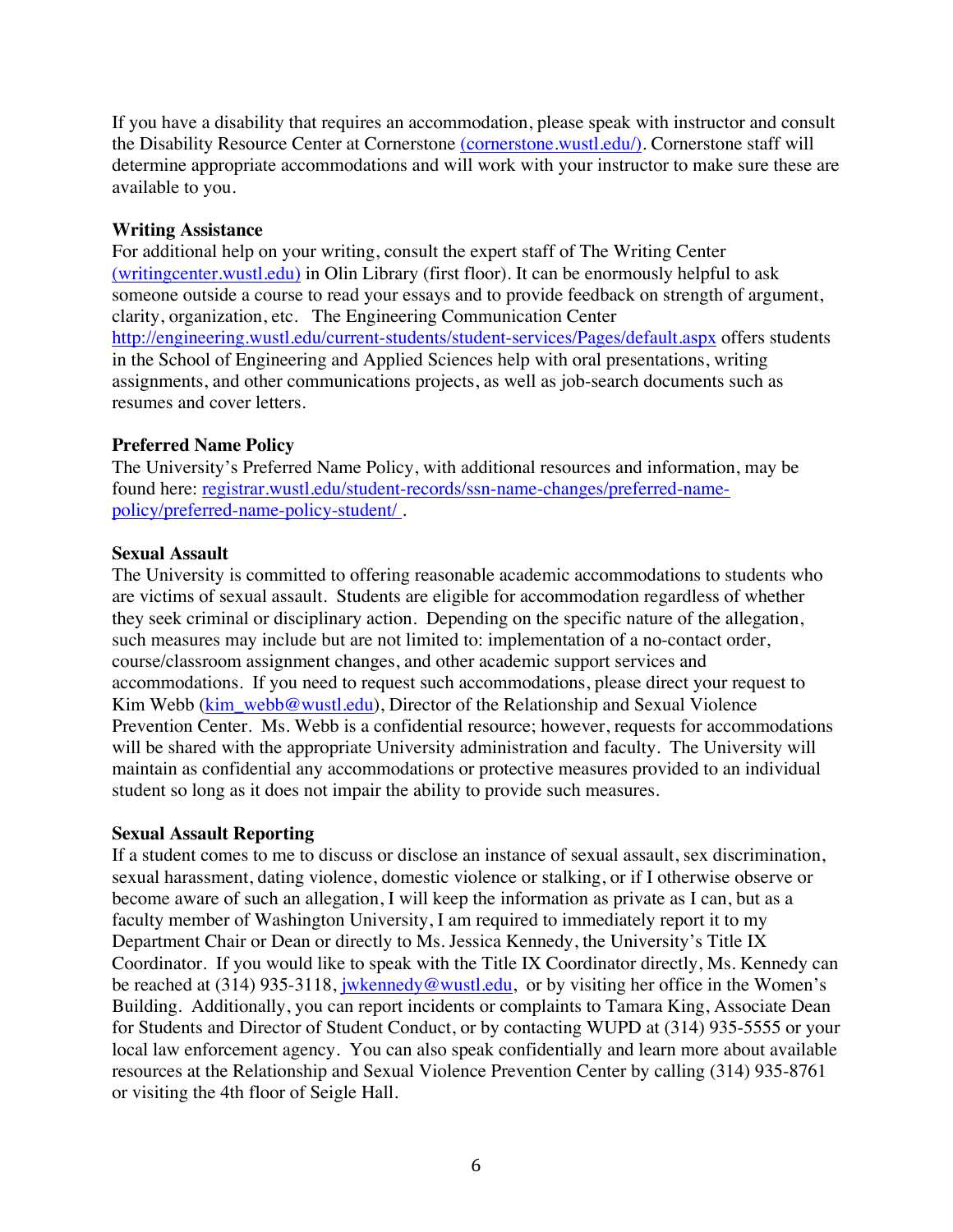If you have a disability that requires an accommodation, please speak with instructor and consult the Disability Resource Center at Cornerstone (cornerstone.wustl.edu/). Cornerstone staff will determine appropriate accommodations and will work with your instructor to make sure these are available to you.

**Writing Assistance**

For additional help on your writing, consult the expert staff of The Writing Center (writingcenter.wustl.edu) in Olin Library (first floor). It can be enormously helpful to ask someone outside a course to read your essays and to provide feedback on strength of argument, clarity, organization, etc. The Engineering Communication Center http://engineering.wustl.edu/current-students/student-services/Pages/default.aspx offers students in the School of Engineering and Applied Sciences help with oral presentations, writing assignments, and other communications projects, as well as job-search documents such as resumes and cover letters.

**Preferred Name Policy**

The University's Preferred Name Policy, with additional resources and information, may be found here: registrar.wustl.edu/student-records/ssn-name-changes/preferred-name-policy/preferred-name-policy-student/ .

**Sexual Assault**

The University is committed to offering reasonable academic accommodations to students who are victims of sexual assault. Students are eligible for accommodation regardless of whether they seek criminal or disciplinary action. Depending on the specific nature of the allegation, such measures may include but are not limited to: implementation of a no-contact order, course/classroom assignment changes, and other academic support services and accommodations. If you need to request such accommodations, please direct your request to Kim Webb (kim_webb@wustl.edu), Director of the Relationship and Sexual Violence Prevention Center. Ms. Webb is a confidential resource; however, requests for accommodations will be shared with the appropriate University administration and faculty. The University will maintain as confidential any accommodations or protective measures provided to an individual student so long as it does not impair the ability to provide such measures.

**Sexual Assault Reporting**

If a student comes to me to discuss or disclose an instance of sexual assault, sex discrimination, sexual harassment, dating violence, domestic violence or stalking, or if I otherwise observe or become aware of such an allegation, I will keep the information as private as I can, but as a faculty member of Washington University, I am required to immediately report it to my Department Chair or Dean or directly to Ms. Jessica Kennedy, the University's Title IX Coordinator. If you would like to speak with the Title IX Coordinator directly, Ms. Kennedy can be reached at (314) 935-3118, jwkennedy@wustl.edu, or by visiting her office in the Women's Building. Additionally, you can report incidents or complaints to Tamara King, Associate Dean for Students and Director of Student Conduct, or by contacting WUPD at (314) 935-5555 or your local law enforcement agency. You can also speak confidentially and learn more about available resources at the Relationship and Sexual Violence Prevention Center by calling (314) 935-8761 or visiting the 4th floor of Seigle Hall.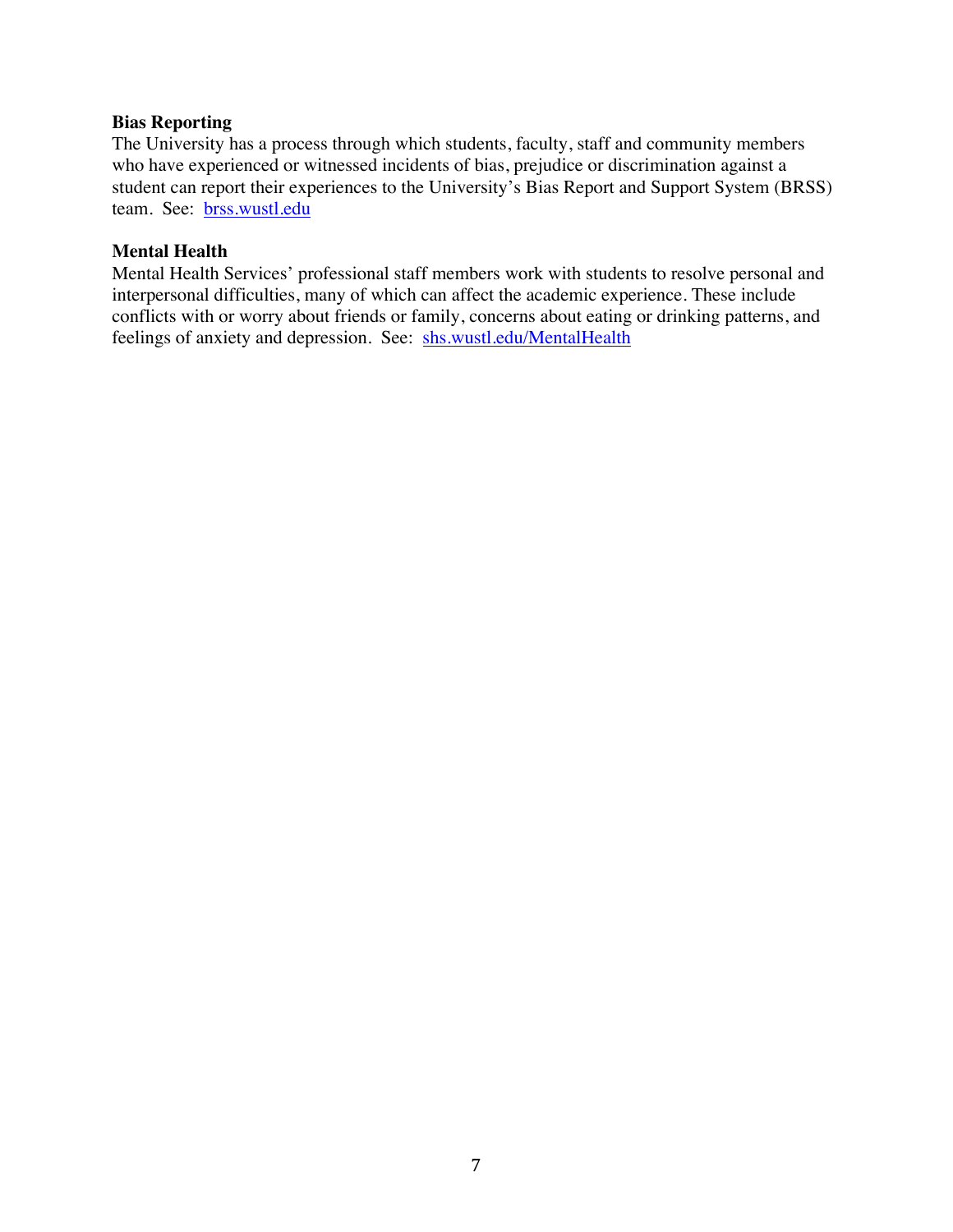**Bias Reporting**

The University has a process through which students, faculty, staff and community members who have experienced or witnessed incidents of bias, prejudice or discrimination against a student can report their experiences to the University's Bias Report and Support System (BRSS) team. See: [brss.wustl.edu](brss.wustl.edu)

**Mental Health**

Mental Health Services' professional staff members work with students to resolve personal and interpersonal difficulties, many of which can affect the academic experience. These include conflicts with or worry about friends or family, concerns about eating or drinking patterns, and feelings of anxiety and depression. See: [shs.wustl.edu/MentalHealth](shs.wustl.edu/MentalHealth)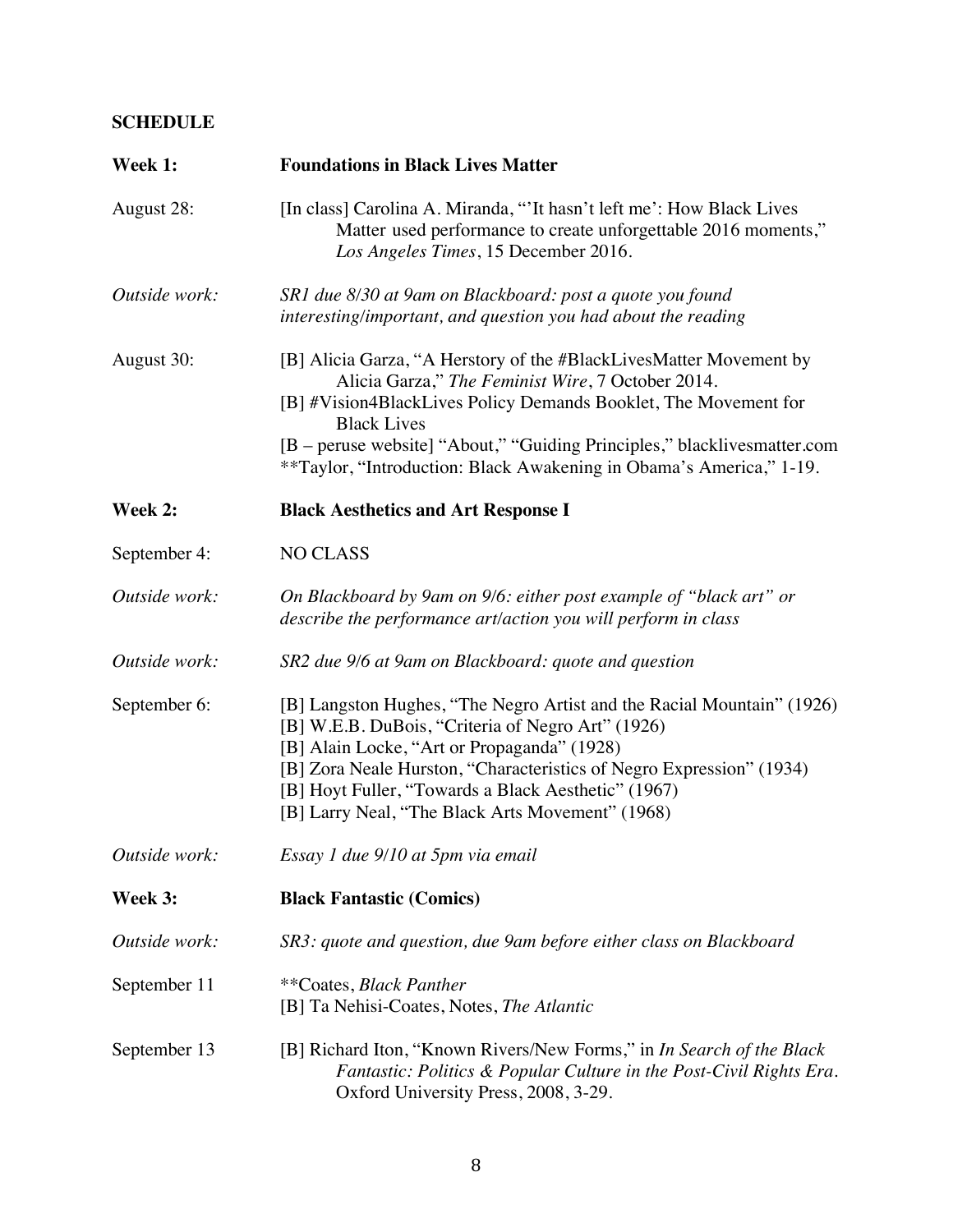**SCHEDULE**

**Week 1:** **Foundations in Black Lives Matter**

August 28: [In class] Carolina A. Miranda, "'It hasn't left me': How Black Lives Matter used performance to create unforgettable 2016 moments," *Los Angeles Times*, 15 December 2016.

*Outside work:* *SR1 due 8/30 at 9am on Blackboard: post a quote you found interesting/important, and question you had about the reading*

August 30:
[B] Alicia Garza, "A Herstory of the #BlackLivesMatter Movement by Alicia Garza," *The Feminist Wire*, 7 October 2014.
[B] #Vision4BlackLives Policy Demands Booklet, The Movement for Black Lives
[B – peruse website] "About," "Guiding Principles," blacklivesmatter.com
**Taylor, "Introduction: Black Awakening in Obama's America," 1-19.

**Week 2:** **Black Aesthetics and Art Response I**

September 4: NO CLASS

*Outside work:* *On Blackboard by 9am on 9/6: either post example of "black art" or describe the performance art/action you will perform in class*

*Outside work:* *SR2 due 9/6 at 9am on Blackboard: quote and question*

September 6:
[B] Langston Hughes, "The Negro Artist and the Racial Mountain" (1926)
[B] W.E.B. DuBois, "Criteria of Negro Art" (1926)
[B] Alain Locke, "Art or Propaganda" (1928)
[B] Zora Neale Hurston, "Characteristics of Negro Expression" (1934)
[B] Hoyt Fuller, "Towards a Black Aesthetic" (1967)
[B] Larry Neal, "The Black Arts Movement" (1968)

*Outside work:* *Essay 1 due 9/10 at 5pm via email*

**Week 3:** **Black Fantastic (Comics)**

*Outside work:* *SR3: quote and question, due 9am before either class on Blackboard*

September 11
**Coates, *Black Panther*
[B] Ta Nehisi-Coates, Notes, *The Atlantic*

September 13
[B] Richard Iton, "Known Rivers/New Forms," in *In Search of the Black Fantastic: Politics & Popular Culture in the Post-Civil Rights Era*. Oxford University Press, 2008, 3-29.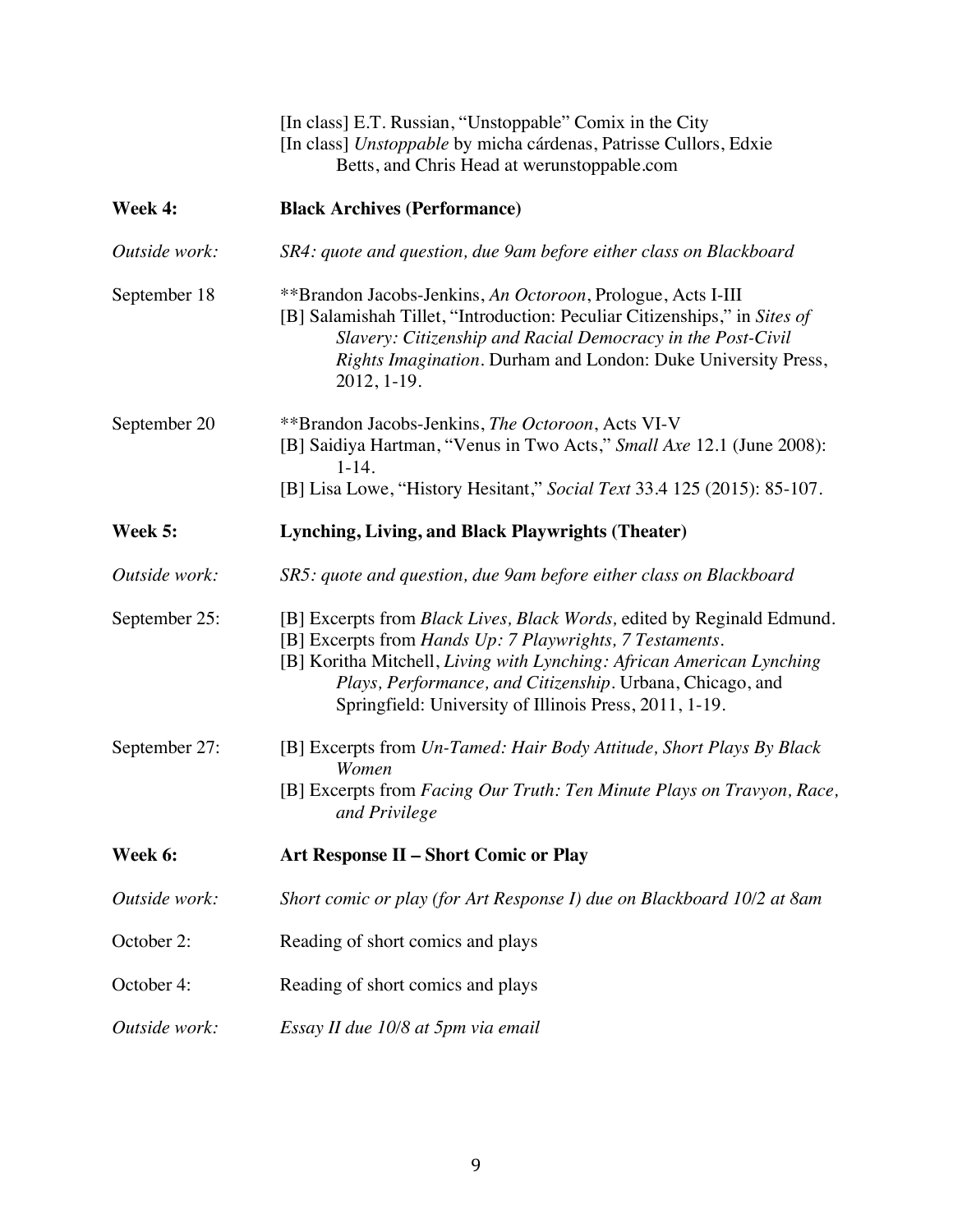[In class] E.T. Russian, "Unstoppable" Comix in the City
[In class] *Unstoppable* by micha cárdenas, Patrisse Cullors, Edxie Betts, and Chris Head at werunstoppable.com

**Week 4:** **Black Archives (Performance)**

*Outside work:* *SR4: quote and question, due 9am before either class on Blackboard*

September 18
**Brandon Jacobs-Jenkins, *An Octoroon*, Prologue, Acts I-III
[B] Salamishah Tillet, "Introduction: Peculiar Citizenships," in *Sites of Slavery: Citizenship and Racial Democracy in the Post-Civil Rights Imagination*. Durham and London: Duke University Press, 2012, 1-19.

September 20
**Brandon Jacobs-Jenkins, *The Octoroon*, Acts VI-V
[B] Saidiya Hartman, "Venus in Two Acts," *Small Axe* 12.1 (June 2008): 1-14.
[B] Lisa Lowe, "History Hesitant," *Social Text* 33.4 125 (2015): 85-107.

**Week 5:** **Lynching, Living, and Black Playwrights (Theater)**

*Outside work:* *SR5: quote and question, due 9am before either class on Blackboard*

September 25:
[B] Excerpts from *Black Lives, Black Words,* edited by Reginald Edmund.
[B] Excerpts from *Hands Up: 7 Playwrights, 7 Testaments*.
[B] Koritha Mitchell, *Living with Lynching: African American Lynching Plays, Performance, and Citizenship*. Urbana, Chicago, and Springfield: University of Illinois Press, 2011, 1-19.

September 27:
[B] Excerpts from *Un-Tamed: Hair Body Attitude, Short Plays By Black Women*
[B] Excerpts from *Facing Our Truth: Ten Minute Plays on Travyon, Race, and Privilege*

**Week 6:** **Art Response II – Short Comic or Play**

*Outside work:* *Short comic or play (for Art Response I) due on Blackboard 10/2 at 8am*

October 2: Reading of short comics and plays

October 4: Reading of short comics and plays

*Outside work:* *Essay II due 10/8 at 5pm via email*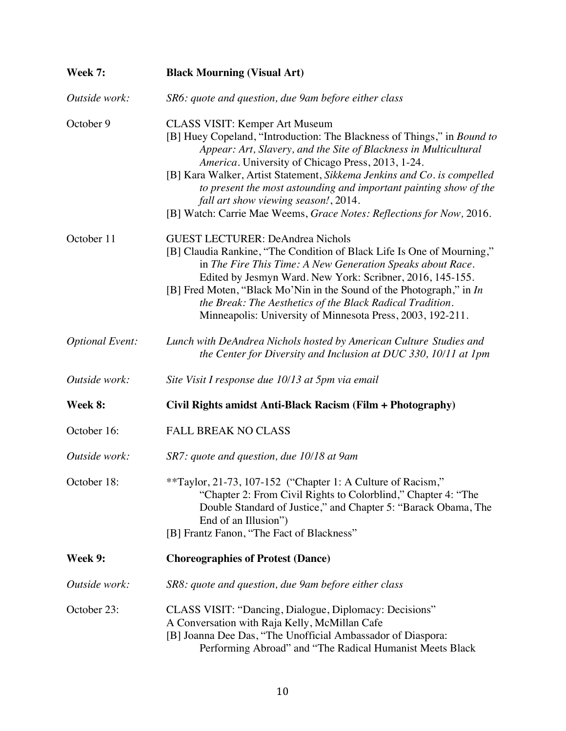**Week 7:** **Black Mourning (Visual Art)**

*Outside work:* *SR6: quote and question, due 9am before either class*

October 9 — CLASS VISIT: Kemper Art Museum

[B] Huey Copeland, "Introduction: The Blackness of Things," in *Bound to Appear: Art, Slavery, and the Site of Blackness in Multicultural America*. University of Chicago Press, 2013, 1-24.

[B] Kara Walker, Artist Statement, *Sikkema Jenkins and Co. is compelled to present the most astounding and important painting show of the fall art show viewing season!*, 2014.

[B] Watch: Carrie Mae Weems, *Grace Notes: Reflections for Now,* 2016.

October 11 — GUEST LECTURER: DeAndrea Nichols

[B] Claudia Rankine, "The Condition of Black Life Is One of Mourning," in *The Fire This Time: A New Generation Speaks about Race*. Edited by Jesmyn Ward. New York: Scribner, 2016, 145-155.

[B] Fred Moten, "Black Mo'Nin in the Sound of the Photograph," in *In the Break: The Aesthetics of the Black Radical Tradition*. Minneapolis: University of Minnesota Press, 2003, 192-211.

*Optional Event:* *Lunch with DeAndrea Nichols hosted by American Culture Studies and the Center for Diversity and Inclusion at DUC 330, 10/11 at 1pm*

*Outside work:* *Site Visit I response due 10/13 at 5pm via email*

**Week 8:** **Civil Rights amidst Anti-Black Racism (Film + Photography)**

October 16: FALL BREAK NO CLASS

*Outside work:* *SR7: quote and question, due 10/18 at 9am*

October 18: **Taylor, 21-73, 107-152 ("Chapter 1: A Culture of Racism," "Chapter 2: From Civil Rights to Colorblind," Chapter 4: "The Double Standard of Justice," and Chapter 5: "Barack Obama, The End of an Illusion")

[B] Frantz Fanon, "The Fact of Blackness"

**Week 9:** **Choreographies of Protest (Dance)**

*Outside work:* *SR8: quote and question, due 9am before either class*

October 23: CLASS VISIT: "Dancing, Dialogue, Diplomacy: Decisions"

A Conversation with Raja Kelly, McMillan Cafe

[B] Joanna Dee Das, "The Unofficial Ambassador of Diaspora: Performing Abroad" and "The Radical Humanist Meets Black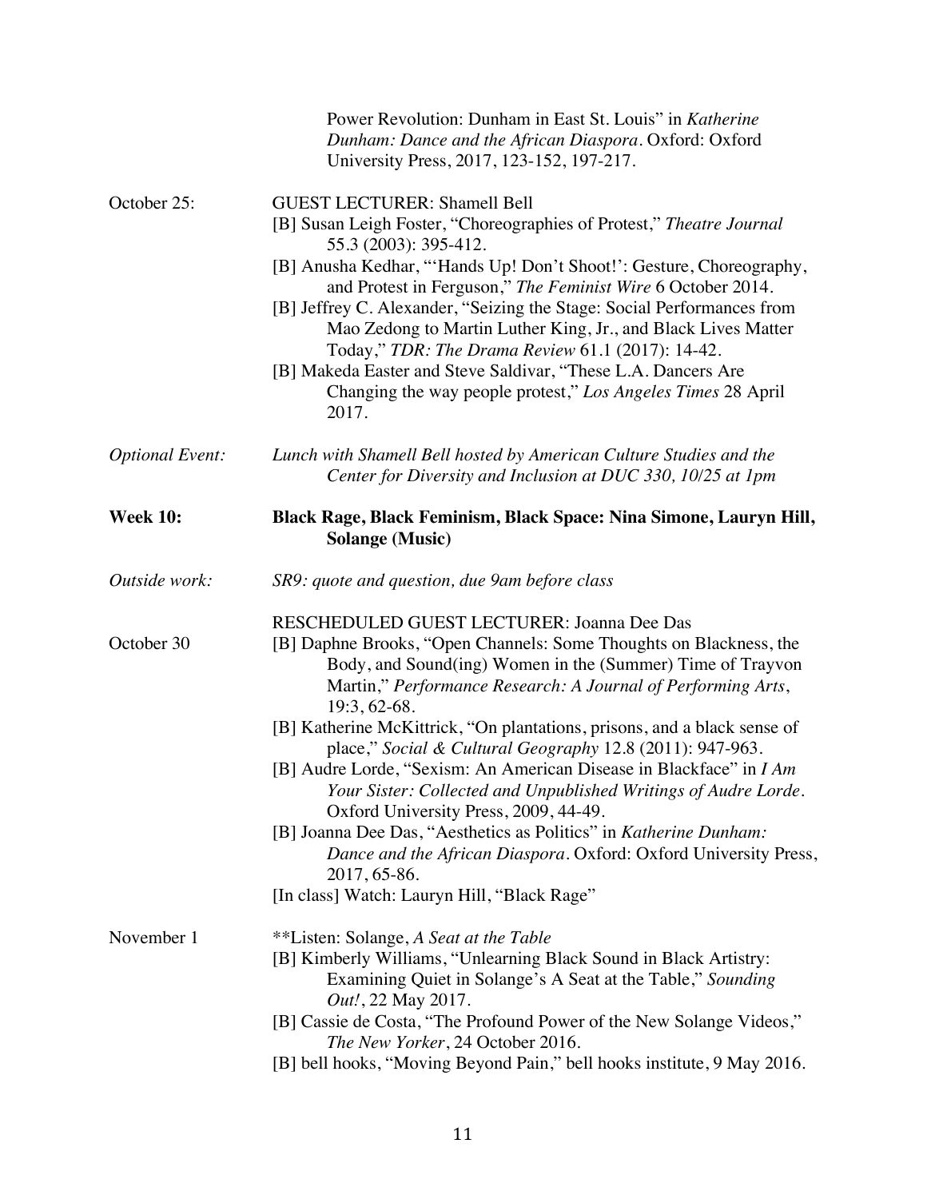Power Revolution: Dunham in East St. Louis" in *Katherine Dunham: Dance and the African Diaspora*. Oxford: Oxford University Press, 2017, 123-152, 197-217.

October 25: GUEST LECTURER: Shamell Bell

[B] Susan Leigh Foster, "Choreographies of Protest," *Theatre Journal* 55.3 (2003): 395-412.

[B] Anusha Kedhar, "'Hands Up! Don't Shoot!': Gesture, Choreography, and Protest in Ferguson," *The Feminist Wire* 6 October 2014.

[B] Jeffrey C. Alexander, "Seizing the Stage: Social Performances from Mao Zedong to Martin Luther King, Jr., and Black Lives Matter Today," *TDR: The Drama Review* 61.1 (2017): 14-42.

[B] Makeda Easter and Steve Saldivar, "These L.A. Dancers Are Changing the way people protest," *Los Angeles Times* 28 April 2017.

*Optional Event:* *Lunch with Shamell Bell hosted by American Culture Studies and the Center for Diversity and Inclusion at DUC 330, 10/25 at 1pm*

**Week 10: Black Rage, Black Feminism, Black Space: Nina Simone, Lauryn Hill, Solange (Music)**

*Outside work:* *SR9: quote and question, due 9am before class*

RESCHEDULED GUEST LECTURER: Joanna Dee Das

October 30

[B] Daphne Brooks, "Open Channels: Some Thoughts on Blackness, the Body, and Sound(ing) Women in the (Summer) Time of Trayvon Martin," *Performance Research: A Journal of Performing Arts*, 19:3, 62-68.

[B] Katherine McKittrick, "On plantations, prisons, and a black sense of place," *Social & Cultural Geography* 12.8 (2011): 947-963.

[B] Audre Lorde, "Sexism: An American Disease in Blackface" in *I Am Your Sister: Collected and Unpublished Writings of Audre Lorde*. Oxford University Press, 2009, 44-49.

[B] Joanna Dee Das, "Aesthetics as Politics" in *Katherine Dunham: Dance and the African Diaspora*. Oxford: Oxford University Press, 2017, 65-86.

[In class] Watch: Lauryn Hill, "Black Rage"

November 1

**Listen: Solange, *A Seat at the Table*

[B] Kimberly Williams, "Unlearning Black Sound in Black Artistry: Examining Quiet in Solange's A Seat at the Table," *Sounding Out!*, 22 May 2017.

[B] Cassie de Costa, "The Profound Power of the New Solange Videos," *The New Yorker*, 24 October 2016.

[B] bell hooks, "Moving Beyond Pain," bell hooks institute, 9 May 2016.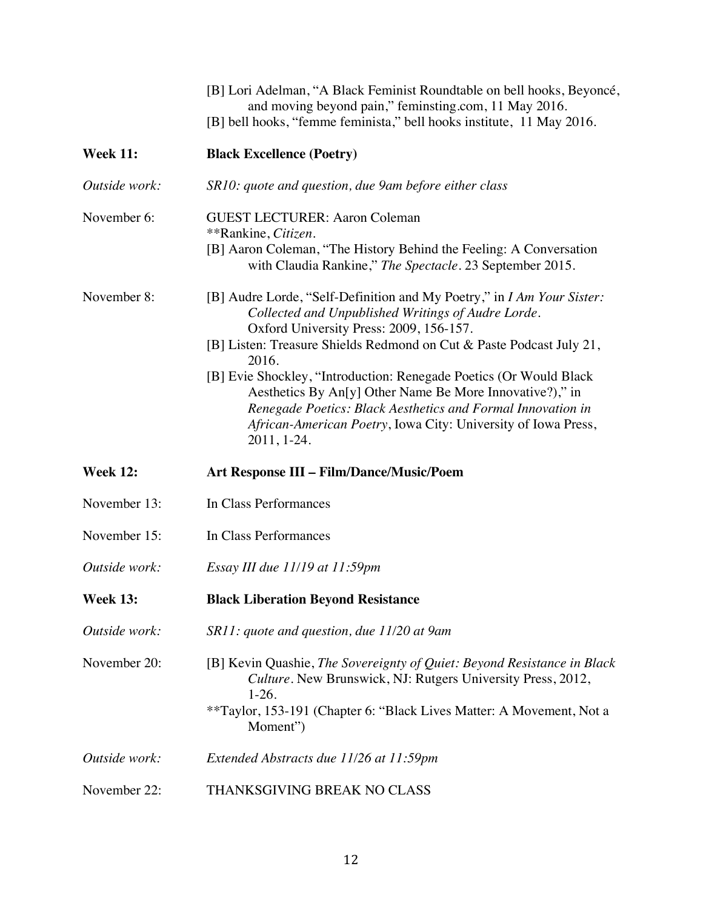[B] Lori Adelman, "A Black Feminist Roundtable on bell hooks, Beyoncé, and moving beyond pain," feminsting.com, 11 May 2016.
[B] bell hooks, "femme feminista," bell hooks institute, 11 May 2016.

**Week 11:** **Black Excellence (Poetry)**

*Outside work:* *SR10: quote and question, due 9am before either class*

November 6: GUEST LECTURER: Aaron Coleman
**Rankine, *Citizen*.
[B] Aaron Coleman, "The History Behind the Feeling: A Conversation with Claudia Rankine," *The Spectacle*. 23 September 2015.

November 8: [B] Audre Lorde, "Self-Definition and My Poetry," in *I Am Your Sister: Collected and Unpublished Writings of Audre Lorde*. Oxford University Press: 2009, 156-157.
[B] Listen: Treasure Shields Redmond on Cut & Paste Podcast July 21, 2016.
[B] Evie Shockley, "Introduction: Renegade Poetics (Or Would Black Aesthetics By An[y] Other Name Be More Innovative?)," in *Renegade Poetics: Black Aesthetics and Formal Innovation in African-American Poetry*, Iowa City: University of Iowa Press, 2011, 1-24.

**Week 12:** **Art Response III – Film/Dance/Music/Poem**

November 13: In Class Performances

November 15: In Class Performances

*Outside work:* *Essay III due 11/19 at 11:59pm*

**Week 13:** **Black Liberation Beyond Resistance**

*Outside work:* *SR11: quote and question, due 11/20 at 9am*

November 20: [B] Kevin Quashie, *The Sovereignty of Quiet: Beyond Resistance in Black Culture*. New Brunswick, NJ: Rutgers University Press, 2012, 1-26.
**Taylor, 153-191 (Chapter 6: "Black Lives Matter: A Movement, Not a Moment")

*Outside work:* *Extended Abstracts due 11/26 at 11:59pm*

November 22: THANKSGIVING BREAK NO CLASS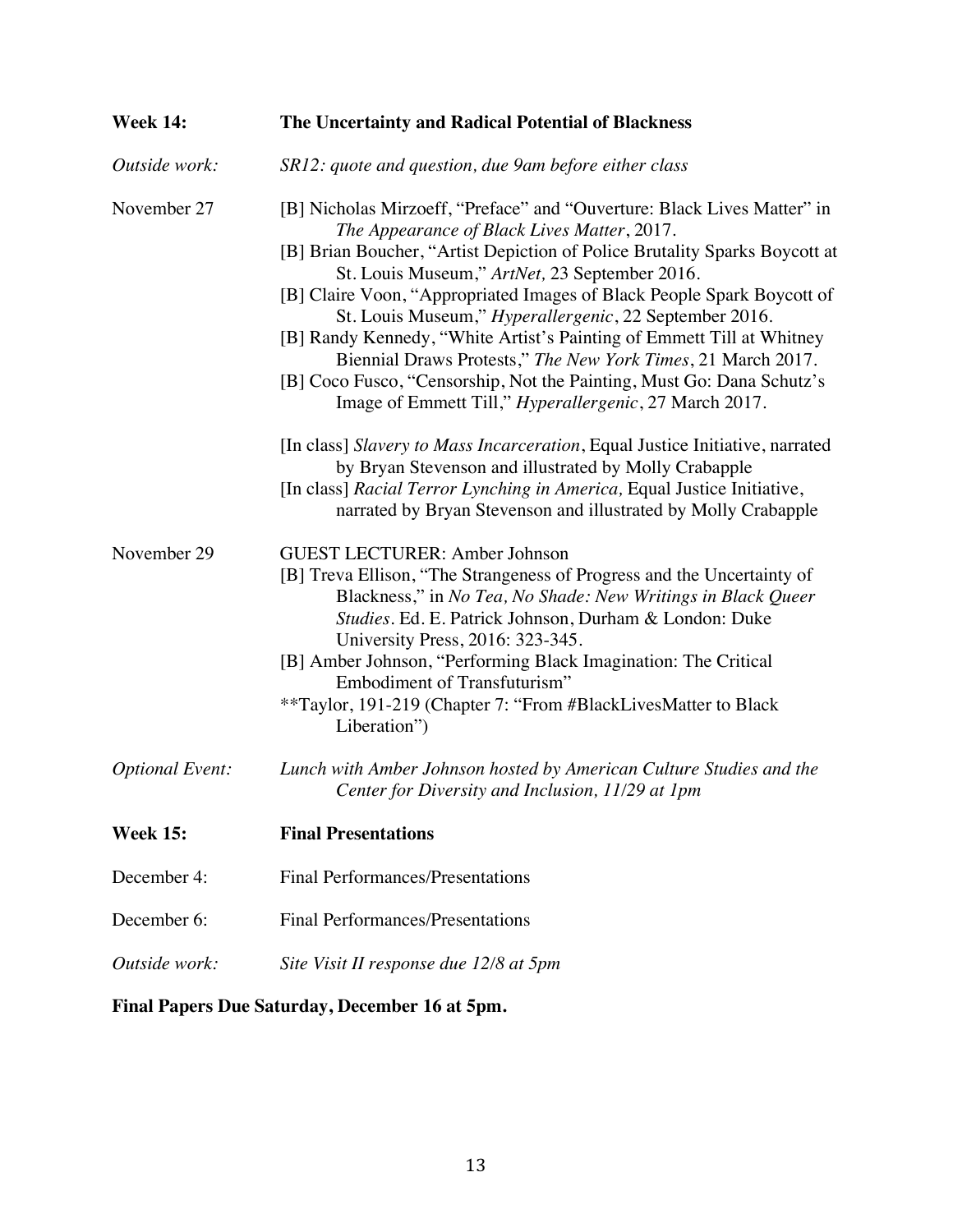**Week 14:** **The Uncertainty and Radical Potential of Blackness**

*Outside work:* *SR12: quote and question, due 9am before either class*

November 27

- [B] Nicholas Mirzoeff, "Preface" and "Ouverture: Black Lives Matter" in *The Appearance of Black Lives Matter*, 2017.
- [B] Brian Boucher, "Artist Depiction of Police Brutality Sparks Boycott at St. Louis Museum," *ArtNet,* 23 September 2016.
- [B] Claire Voon, "Appropriated Images of Black People Spark Boycott of St. Louis Museum," *Hyperallergenic*, 22 September 2016.
- [B] Randy Kennedy, "White Artist's Painting of Emmett Till at Whitney Biennial Draws Protests," *The New York Times*, 21 March 2017.
- [B] Coco Fusco, "Censorship, Not the Painting, Must Go: Dana Schutz's Image of Emmett Till," *Hyperallergenic*, 27 March 2017.

- [In class] *Slavery to Mass Incarceration*, Equal Justice Initiative, narrated by Bryan Stevenson and illustrated by Molly Crabapple
- [In class] *Racial Terror Lynching in America,* Equal Justice Initiative, narrated by Bryan Stevenson and illustrated by Molly Crabapple

November 29

GUEST LECTURER: Amber Johnson

- [B] Treva Ellison, "The Strangeness of Progress and the Uncertainty of Blackness," in *No Tea, No Shade: New Writings in Black Queer Studies*. Ed. E. Patrick Johnson, Durham & London: Duke University Press, 2016: 323-345.
- [B] Amber Johnson, "Performing Black Imagination: The Critical Embodiment of Transfuturism"
- **Taylor, 191-219 (Chapter 7: "From #BlackLivesMatter to Black Liberation")

*Optional Event:* *Lunch with Amber Johnson hosted by American Culture Studies and the Center for Diversity and Inclusion, 11/29 at 1pm*

**Week 15:** **Final Presentations**

December 4: Final Performances/Presentations

December 6: Final Performances/Presentations

*Outside work:* *Site Visit II response due 12/8 at 5pm*

**Final Papers Due Saturday, December 16 at 5pm.**